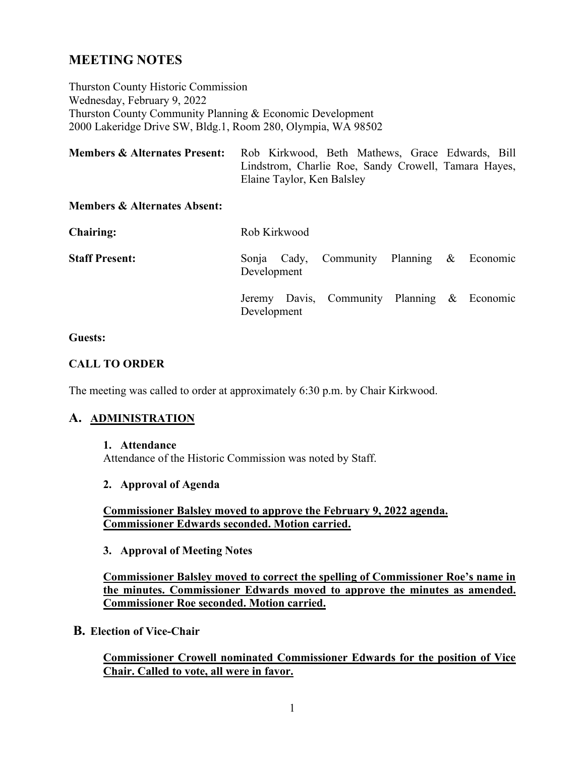# MEETING NOTES

Thurston County Historic Commission
Wednesday, February 9, 2022
Thurston County Community Planning & Economic Development
2000 Lakeridge Drive SW, Bldg.1, Room 280, Olympia, WA 98502

**Members & Alternates Present:** Rob Kirkwood, Beth Mathews, Grace Edwards, Bill Lindstrom, Charlie Roe, Sandy Crowell, Tamara Hayes, Elaine Taylor, Ken Balsley

**Members & Alternates Absent:**

**Chairing:** Rob Kirkwood

**Staff Present:** Sonja Cady, Community Planning & Economic Development

Jeremy Davis, Community Planning & Economic Development

**Guests:**

**CALL TO ORDER**

The meeting was called to order at approximately 6:30 p.m. by Chair Kirkwood.

## A. ADMINISTRATION

**1. Attendance**

Attendance of the Historic Commission was noted by Staff.

**2. Approval of Agenda**

**Commissioner Balsley moved to approve the February 9, 2022 agenda. Commissioner Edwards seconded. Motion carried.**

**3. Approval of Meeting Notes**

**Commissioner Balsley moved to correct the spelling of Commissioner Roe's name in the minutes. Commissioner Edwards moved to approve the minutes as amended. Commissioner Roe seconded. Motion carried.**

## B. Election of Vice-Chair

**Commissioner Crowell nominated Commissioner Edwards for the position of Vice Chair. Called to vote, all were in favor.**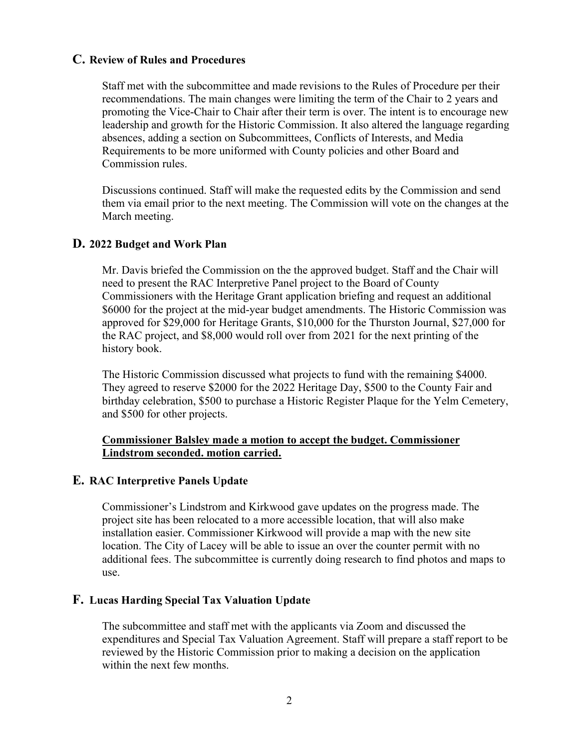## C. Review of Rules and Procedures

Staff met with the subcommittee and made revisions to the Rules of Procedure per their recommendations. The main changes were limiting the term of the Chair to 2 years and promoting the Vice-Chair to Chair after their term is over. The intent is to encourage new leadership and growth for the Historic Commission. It also altered the language regarding absences, adding a section on Subcommittees, Conflicts of Interests, and Media Requirements to be more uniformed with County policies and other Board and Commission rules.

Discussions continued. Staff will make the requested edits by the Commission and send them via email prior to the next meeting. The Commission will vote on the changes at the March meeting.

## D. 2022 Budget and Work Plan

Mr. Davis briefed the Commission on the the approved budget. Staff and the Chair will need to present the RAC Interpretive Panel project to the Board of County Commissioners with the Heritage Grant application briefing and request an additional \$6000 for the project at the mid-year budget amendments. The Historic Commission was approved for \$29,000 for Heritage Grants, \$10,000 for the Thurston Journal, \$27,000 for the RAC project, and \$8,000 would roll over from 2021 for the next printing of the history book.

The Historic Commission discussed what projects to fund with the remaining \$4000. They agreed to reserve \$2000 for the 2022 Heritage Day, \$500 to the County Fair and birthday celebration, \$500 to purchase a Historic Register Plaque for the Yelm Cemetery, and \$500 for other projects.

<u>**Commissioner Balsley made a motion to accept the budget. Commissioner Lindstrom seconded. motion carried.**</u>

## E. RAC Interpretive Panels Update

Commissioner's Lindstrom and Kirkwood gave updates on the progress made. The project site has been relocated to a more accessible location, that will also make installation easier. Commissioner Kirkwood will provide a map with the new site location. The City of Lacey will be able to issue an over the counter permit with no additional fees. The subcommittee is currently doing research to find photos and maps to use.

## F. Lucas Harding Special Tax Valuation Update

The subcommittee and staff met with the applicants via Zoom and discussed the expenditures and Special Tax Valuation Agreement. Staff will prepare a staff report to be reviewed by the Historic Commission prior to making a decision on the application within the next few months.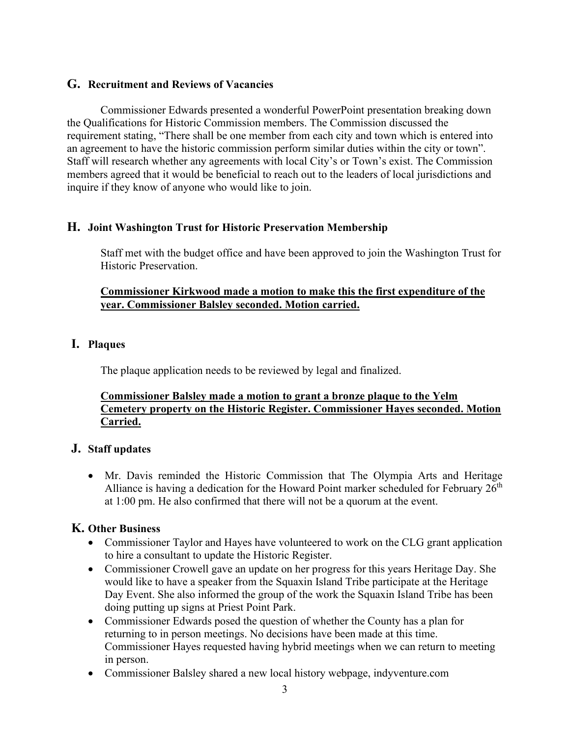## G. Recruitment and Reviews of Vacancies

Commissioner Edwards presented a wonderful PowerPoint presentation breaking down the Qualifications for Historic Commission members. The Commission discussed the requirement stating, "There shall be one member from each city and town which is entered into an agreement to have the historic commission perform similar duties within the city or town". Staff will research whether any agreements with local City's or Town's exist. The Commission members agreed that it would be beneficial to reach out to the leaders of local jurisdictions and inquire if they know of anyone who would like to join.

## H. Joint Washington Trust for Historic Preservation Membership

Staff met with the budget office and have been approved to join the Washington Trust for Historic Preservation.

**Commissioner Kirkwood made a motion to make this the first expenditure of the year. Commissioner Balsley seconded. Motion carried.**

## I. Plaques

The plaque application needs to be reviewed by legal and finalized.

**Commissioner Balsley made a motion to grant a bronze plaque to the Yelm Cemetery property on the Historic Register. Commissioner Hayes seconded. Motion Carried.**

## J. Staff updates

- Mr. Davis reminded the Historic Commission that The Olympia Arts and Heritage Alliance is having a dedication for the Howard Point marker scheduled for February 26th at 1:00 pm. He also confirmed that there will not be a quorum at the event.

## K. Other Business

- Commissioner Taylor and Hayes have volunteered to work on the CLG grant application to hire a consultant to update the Historic Register.
- Commissioner Crowell gave an update on her progress for this years Heritage Day. She would like to have a speaker from the Squaxin Island Tribe participate at the Heritage Day Event. She also informed the group of the work the Squaxin Island Tribe has been doing putting up signs at Priest Point Park.
- Commissioner Edwards posed the question of whether the County has a plan for returning to in person meetings. No decisions have been made at this time. Commissioner Hayes requested having hybrid meetings when we can return to meeting in person.
- Commissioner Balsley shared a new local history webpage, indyventure.com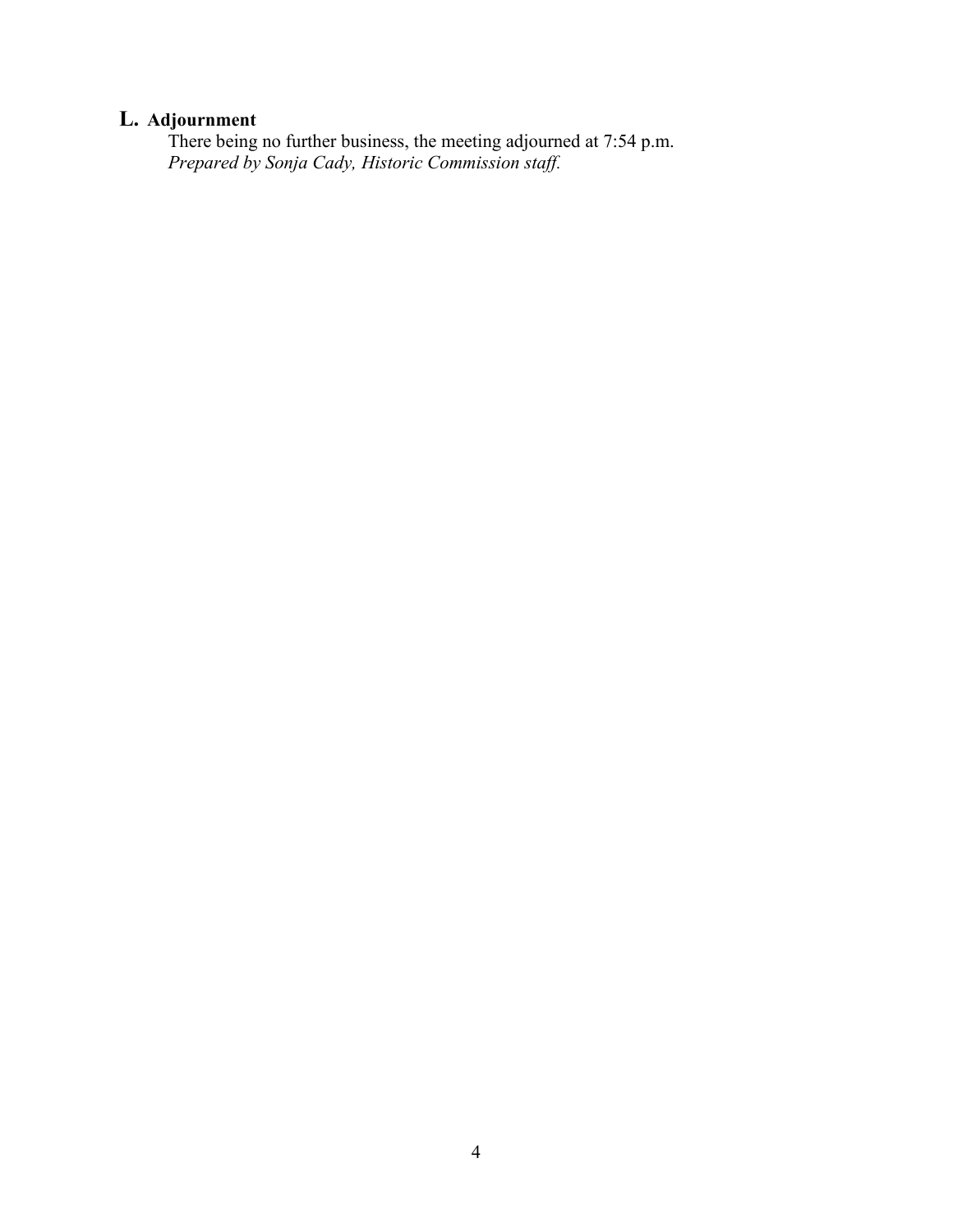## L. Adjournment

There being no further business, the meeting adjourned at 7:54 p.m.

*Prepared by Sonja Cady, Historic Commission staff.*